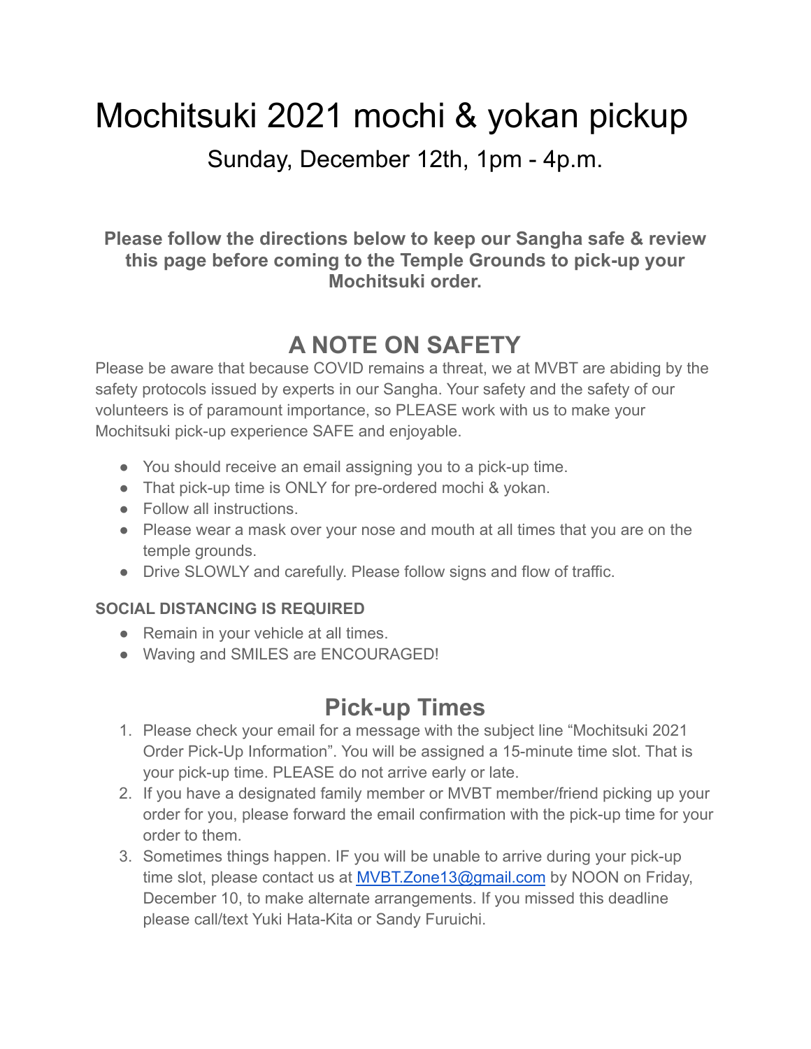# Mochitsuki 2021 mochi & yokan pickup

### Sunday, December 12th, 1pm - 4p.m.

**Please follow the directions below to keep our Sangha safe & review this page before coming to the Temple Grounds to pick-up your Mochitsuki order.**

## A NOTE ON SAFETY

Please be aware that because COVID remains a threat, we at MVBT are abiding by the safety protocols issued by experts in our Sangha. Your safety and the safety of our volunteers is of paramount importance, so PLEASE work with us to make your Mochitsuki pick-up experience SAFE and enjoyable.

- You should receive an email assigning you to a pick-up time.
- That pick-up time is ONLY for pre-ordered mochi & yokan.
- Follow all instructions.
- Please wear a mask over your nose and mouth at all times that you are on the temple grounds.
- Drive SLOWLY and carefully. Please follow signs and flow of traffic.

**SOCIAL DISTANCING IS REQUIRED**

- Remain in your vehicle at all times.
- Waving and SMILES are ENCOURAGED!

## Pick-up Times

1. Please check your email for a message with the subject line "Mochitsuki 2021 Order Pick-Up Information". You will be assigned a 15-minute time slot. That is your pick-up time. PLEASE do not arrive early or late.
2. If you have a designated family member or MVBT member/friend picking up your order for you, please forward the email confirmation with the pick-up time for your order to them.
3. Sometimes things happen. IF you will be unable to arrive during your pick-up time slot, please contact us at MVBT.Zone13@gmail.com by NOON on Friday, December 10, to make alternate arrangements. If you missed this deadline please call/text Yuki Hata-Kita or Sandy Furuichi.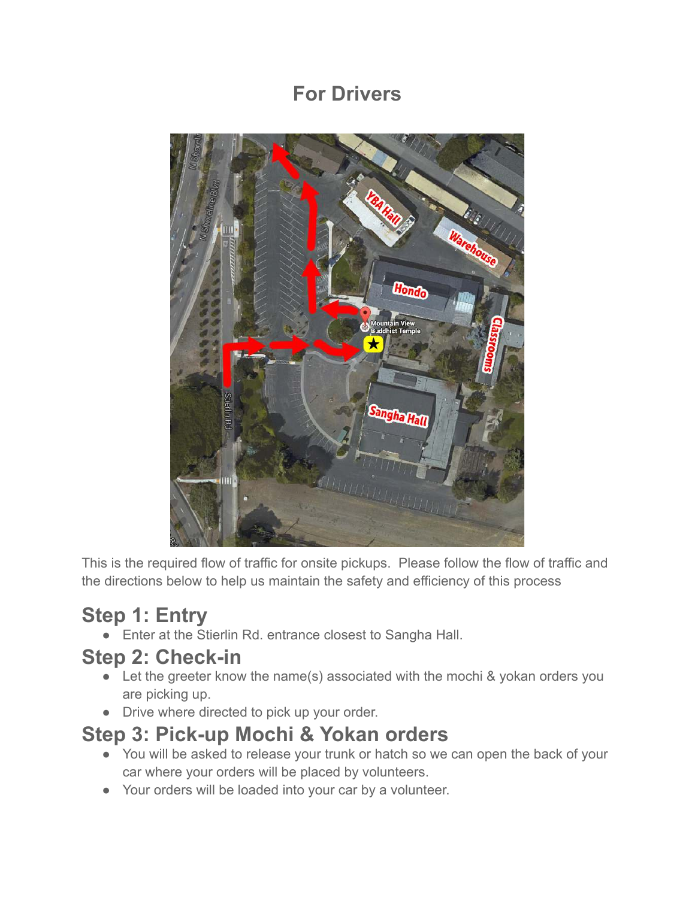# For Drivers

This is the required flow of traffic for onsite pickups. Please follow the flow of traffic and the directions below to help us maintain the safety and efficiency of this process

## Step 1: Entry

- Enter at the Stierlin Rd. entrance closest to Sangha Hall.

## Step 2: Check-in

- Let the greeter know the name(s) associated with the mochi & yokan orders you are picking up.
- Drive where directed to pick up your order.

## Step 3: Pick-up Mochi & Yokan orders

- You will be asked to release your trunk or hatch so we can open the back of your car where your orders will be placed by volunteers.
- Your orders will be loaded into your car by a volunteer.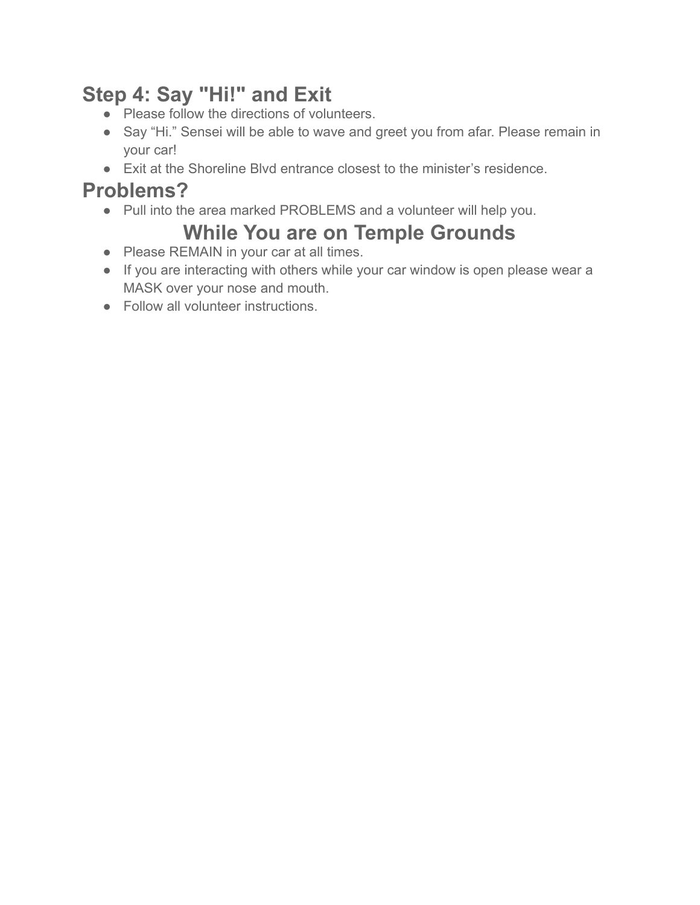## Step 4: Say "Hi!" and Exit

- Please follow the directions of volunteers.
- Say "Hi." Sensei will be able to wave and greet you from afar. Please remain in your car!
- Exit at the Shoreline Blvd entrance closest to the minister's residence.

## Problems?

- Pull into the area marked PROBLEMS and a volunteer will help you.

## While You are on Temple Grounds

- Please REMAIN in your car at all times.
- If you are interacting with others while your car window is open please wear a MASK over your nose and mouth.
- Follow all volunteer instructions.